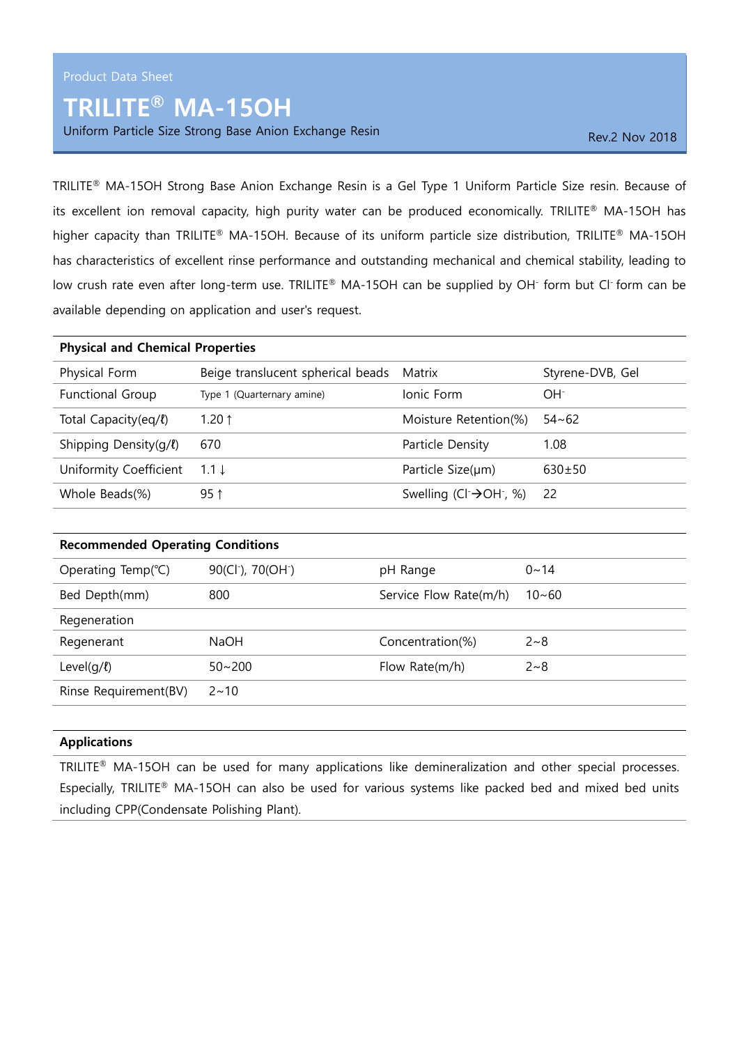Product Data Sheet

# TRILITE® MA-15OH

Uniform Particle Size Strong Base Anion Exchange Resin

Rev.2 Nov 2018

TRILITE® MA-15OH Strong Base Anion Exchange Resin is a Gel Type 1 Uniform Particle Size resin. Because of its excellent ion removal capacity, high purity water can be produced economically. TRILITE® MA-15OH has higher capacity than TRILITE® MA-15OH. Because of its uniform particle size distribution, TRILITE® MA-15OH has characteristics of excellent rinse performance and outstanding mechanical and chemical stability, leading to low crush rate even after long-term use. TRILITE® MA-15OH can be supplied by $OH^-$ form but $Cl^-$ form can be available depending on application and user's request.

| **Physical and Chemical Properties** | | | |
|---|---|---|---|
| Physical Form | Beige translucent spherical beads | Matrix | Styrene-DVB, Gel |
| Functional Group | Type 1 (Quarternary amine) | Ionic Form | $OH^-$ |
| Total Capacity(eq/ℓ) | 1.20 ↑ | Moisture Retention(%) | 54~62 |
| Shipping Density(g/ℓ) | 670 | Particle Density | 1.08 |
| Uniformity Coefficient | 1.1 ↓ | Particle Size(μm) | 630±50 |
| Whole Beads(%) | 95 ↑ | Swelling ($Cl^- \rightarrow OH^-$, %) | 22 |

| **Recommended Operating Conditions** | | | |
|---|---|---|---|
| Operating Temp(℃) | 90($Cl^-$), 70($OH^-$) | pH Range | 0~14 |
| Bed Depth(mm) | 800 | Service Flow Rate(m/h) | 10~60 |
| Regeneration | | | |
| Regenerant | NaOH | Concentration(%) | 2~8 |
| Level(g/ℓ) | 50~200 | Flow Rate(m/h) | 2~8 |
| Rinse Requirement(BV) | 2~10 | | |

## Applications

TRILITE® MA-15OH can be used for many applications like demineralization and other special processes. Especially, TRILITE® MA-15OH can also be used for various systems like packed bed and mixed bed units including CPP(Condensate Polishing Plant).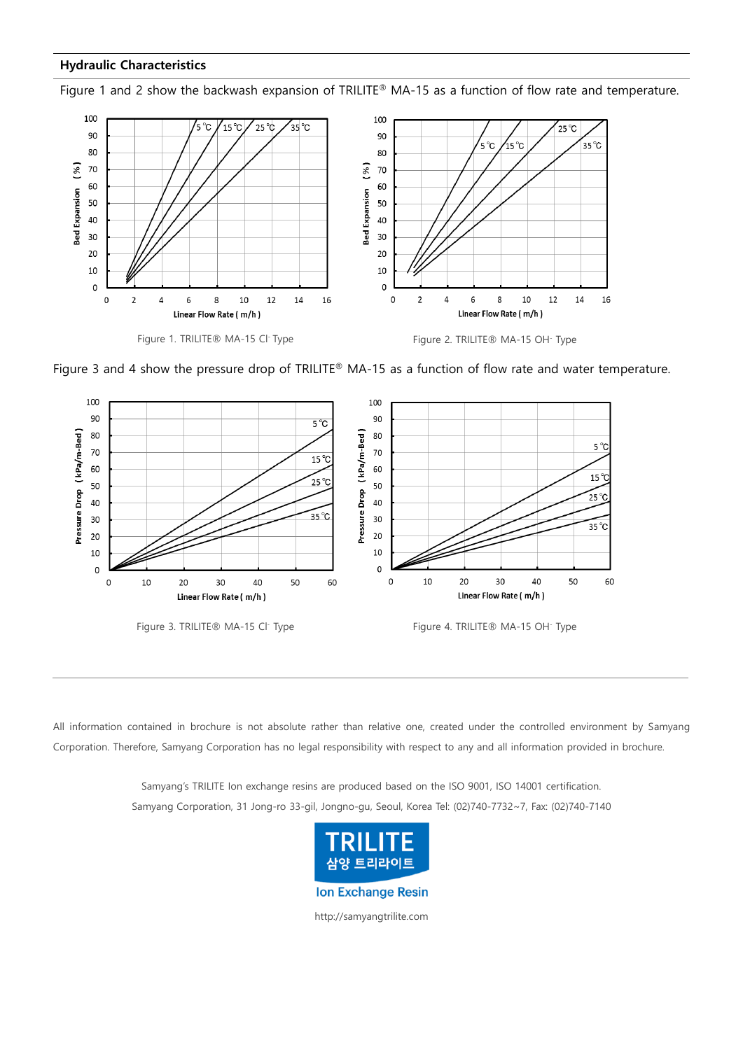## Hydraulic Characteristics

Figure 1 and 2 show the backwash expansion of TRILITE® MA-15 as a function of flow rate and temperature.

Bed Expansion ( % )
100
90
80
70
60
50
40
30
20
10
0
0 2 4 6 8 10 12 14 16
Linear Flow Rate ( m/h )
5 ℃ 15 ℃ 25 ℃ 35 ℃

Figure 1. TRILITE® MA-15 $Cl^-$ Type

Bed Expansion ( % )
100
90
80
70
60
50
40
30
20
10
0
0 2 4 6 8 10 12 14 16
Linear Flow Rate ( m/h )
5 ℃ 15 ℃ 25 ℃ 35 ℃

Figure 2. TRILITE® MA-15 $OH^-$ Type

Figure 3 and 4 show the pressure drop of TRILITE® MA-15 as a function of flow rate and water temperature.

Pressure Drop ( kPa/m-Bed )
100
90
80
70
60
50
40
30
20
10
0
0 10 20 30 40 50 60
Linear Flow Rate ( m/h )
5 ℃ 15 ℃ 25 ℃ 35 ℃

Figure 3. TRILITE® MA-15 $Cl^-$ Type

Pressure Drop ( kPa/m-Bed )
100
90
80
70
60
50
40
30
20
10
0
0 10 20 30 40 50 60
Linear Flow Rate ( m/h )
5 ℃ 15 ℃ 25 ℃ 35 ℃

Figure 4. TRILITE® MA-15 $OH^-$ Type

---

All information contained in brochure is not absolute rather than relative one, created under the controlled environment by Samyang Corporation. Therefore, Samyang Corporation has no legal responsibility with respect to any and all information provided in brochure.

Samyang's TRILITE Ion exchange resins are produced based on the ISO 9001, ISO 14001 certification.

Samyang Corporation, 31 Jong-ro 33-gil, Jongno-gu, Seoul, Korea Tel: (02)740-7732~7, Fax: (02)740-7140

TRILITE
삼양 트리라이트
Ion Exchange Resin

http://samyangtrilite.com